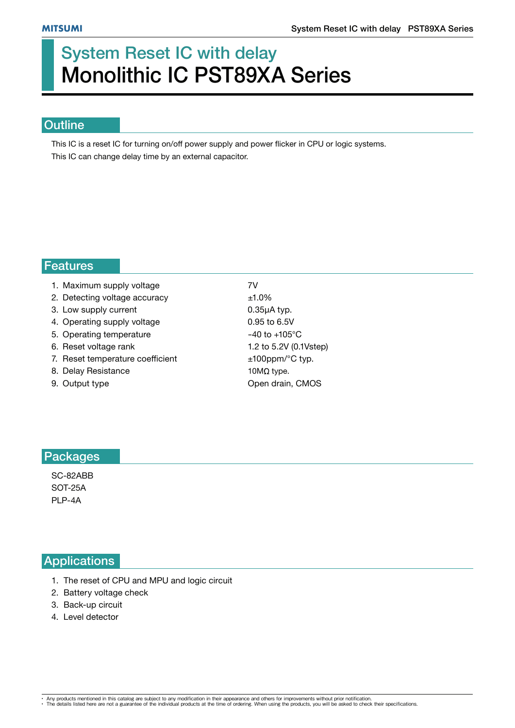# System Reset IC with delay
# Monolithic IC PST89XA Series

## Outline

This IC is a reset IC for turning on/off power supply and power flicker in CPU or logic systems.
This IC can change delay time by an external capacitor.

## Features

| | |
|---|---|
| 1. Maximum supply voltage | 7V |
| 2. Detecting voltage accuracy | ±1.0% |
| 3. Low supply current | 0.35μA typ. |
| 4. Operating supply voltage | 0.95 to 6.5V |
| 5. Operating temperature | -40 to +105°C |
| 6. Reset voltage rank | 1.2 to 5.2V (0.1Vstep) |
| 7. Reset temperature coefficient | ±100ppm/°C typ. |
| 8. Delay Resistance | 10MΩ type. |
| 9. Output type | Open drain, CMOS |

## Packages

SC-82ABB
SOT-25A
PLP-4A

## Applications

1. The reset of CPU and MPU and logic circuit
2. Battery voltage check
3. Back-up circuit
4. Level detector

- Any products mentioned in this catalog are subject to any modification in their appearance and others for improvements without prior notification.
- The details listed here are not a guarantee of the individual products at the time of ordering. When using the products, you will be asked to check their specifications.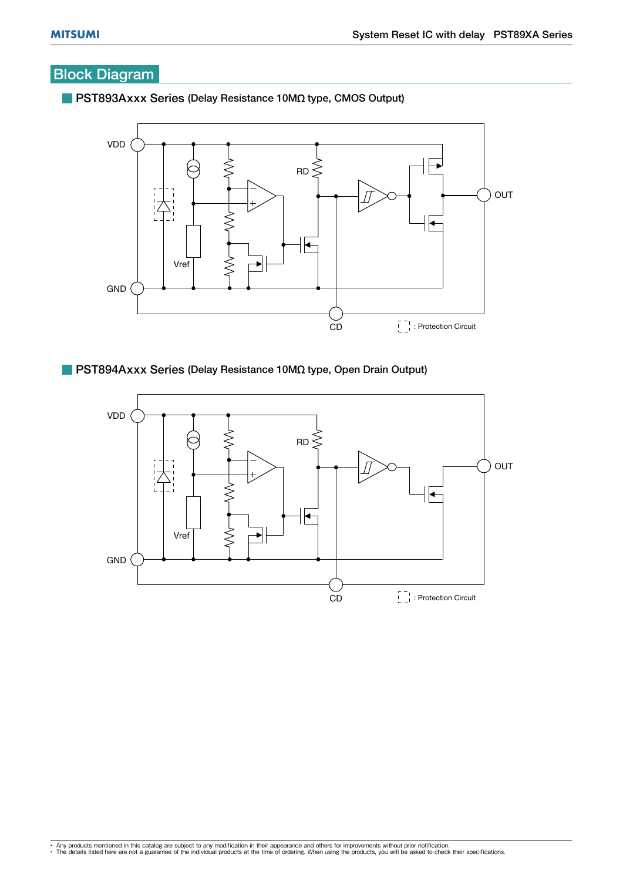## Block Diagram

### PST893Axxx Series (Delay Resistance 10MΩ type, CMOS Output)

VDD

RD

OUT

Vref

GND

CD

: Protection Circuit

### PST894Axxx Series (Delay Resistance 10MΩ type, Open Drain Output)

VDD

RD

OUT

Vref

GND

CD

: Protection Circuit

- Any products mentioned in this catalog are subject to any modification in their appearance and others for improvements without prior notification.
- The details listed here are not a guarantee of the individual products at the time of ordering. When using the products, you will be asked to check their specifications.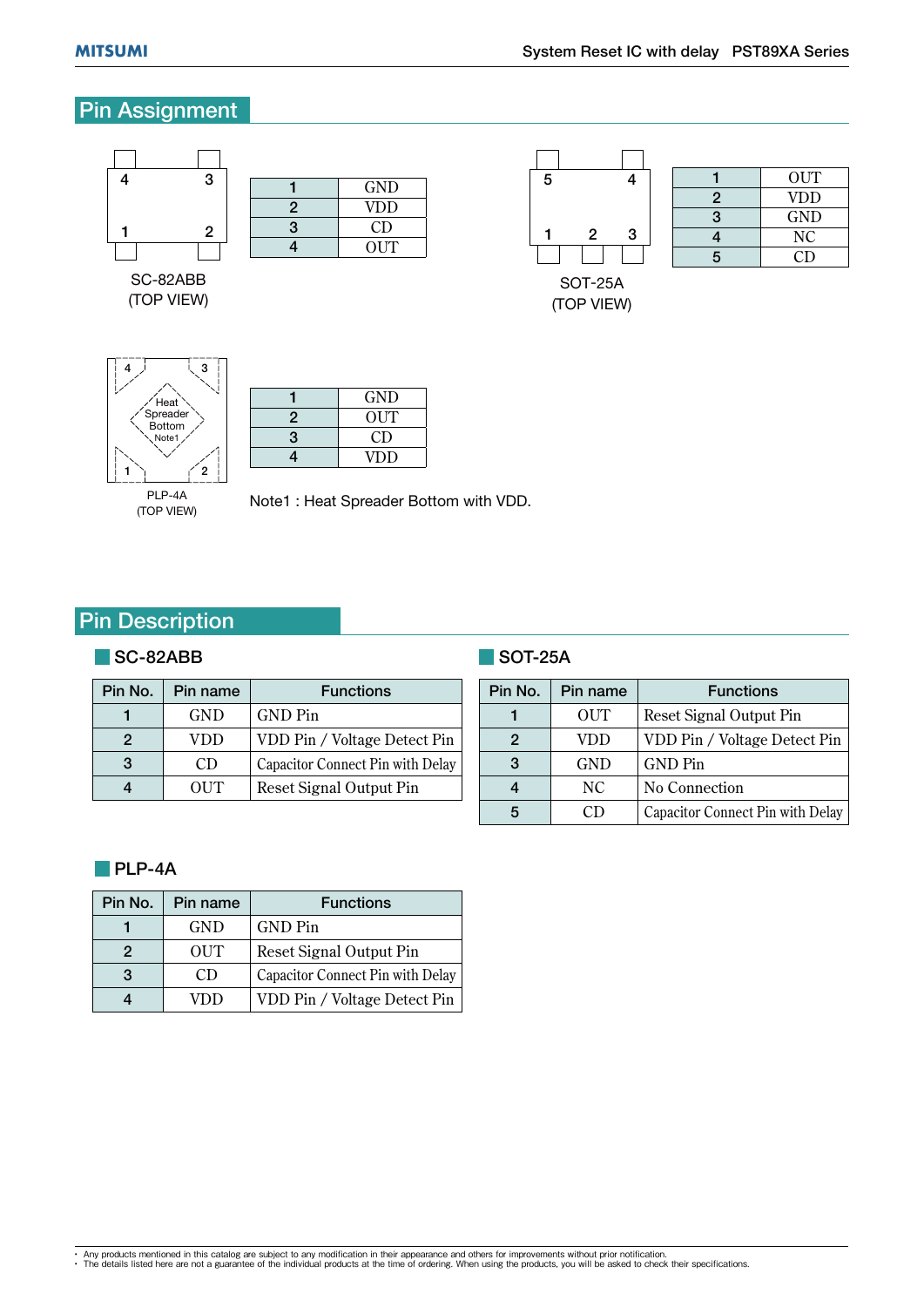## Pin Assignment

SC-82ABB
(TOP VIEW)

| | |
|---|---|
| 1 | GND |
| 2 | VDD |
| 3 | CD |
| 4 | OUT |

SOT-25A
(TOP VIEW)

| | |
|---|---|
| 1 | OUT |
| 2 | VDD |
| 3 | GND |
| 4 | NC |
| 5 | CD |

PLP-4A
(TOP VIEW)

| | |
|---|---|
| 1 | GND |
| 2 | OUT |
| 3 | CD |
| 4 | VDD |

Note1 : Heat Spreader Bottom with VDD.

## Pin Description

### SC-82ABB

| Pin No. | Pin name | Functions |
|---|---|---|
| 1 | GND | GND Pin |
| 2 | VDD | VDD Pin / Voltage Detect Pin |
| 3 | CD | Capacitor Connect Pin with Delay |
| 4 | OUT | Reset Signal Output Pin |

### SOT-25A

| Pin No. | Pin name | Functions |
|---|---|---|
| 1 | OUT | Reset Signal Output Pin |
| 2 | VDD | VDD Pin / Voltage Detect Pin |
| 3 | GND | GND Pin |
| 4 | NC | No Connection |
| 5 | CD | Capacitor Connect Pin with Delay |

### PLP-4A

| Pin No. | Pin name | Functions |
|---|---|---|
| 1 | GND | GND Pin |
| 2 | OUT | Reset Signal Output Pin |
| 3 | CD | Capacitor Connect Pin with Delay |
| 4 | VDD | VDD Pin / Voltage Detect Pin |

- Any products mentioned in this catalog are subject to any modification in their appearance and others for improvements without prior notification.
- The details listed here are not a guarantee of the individual products at the time of ordering. When using the products, you will be asked to check their specifications.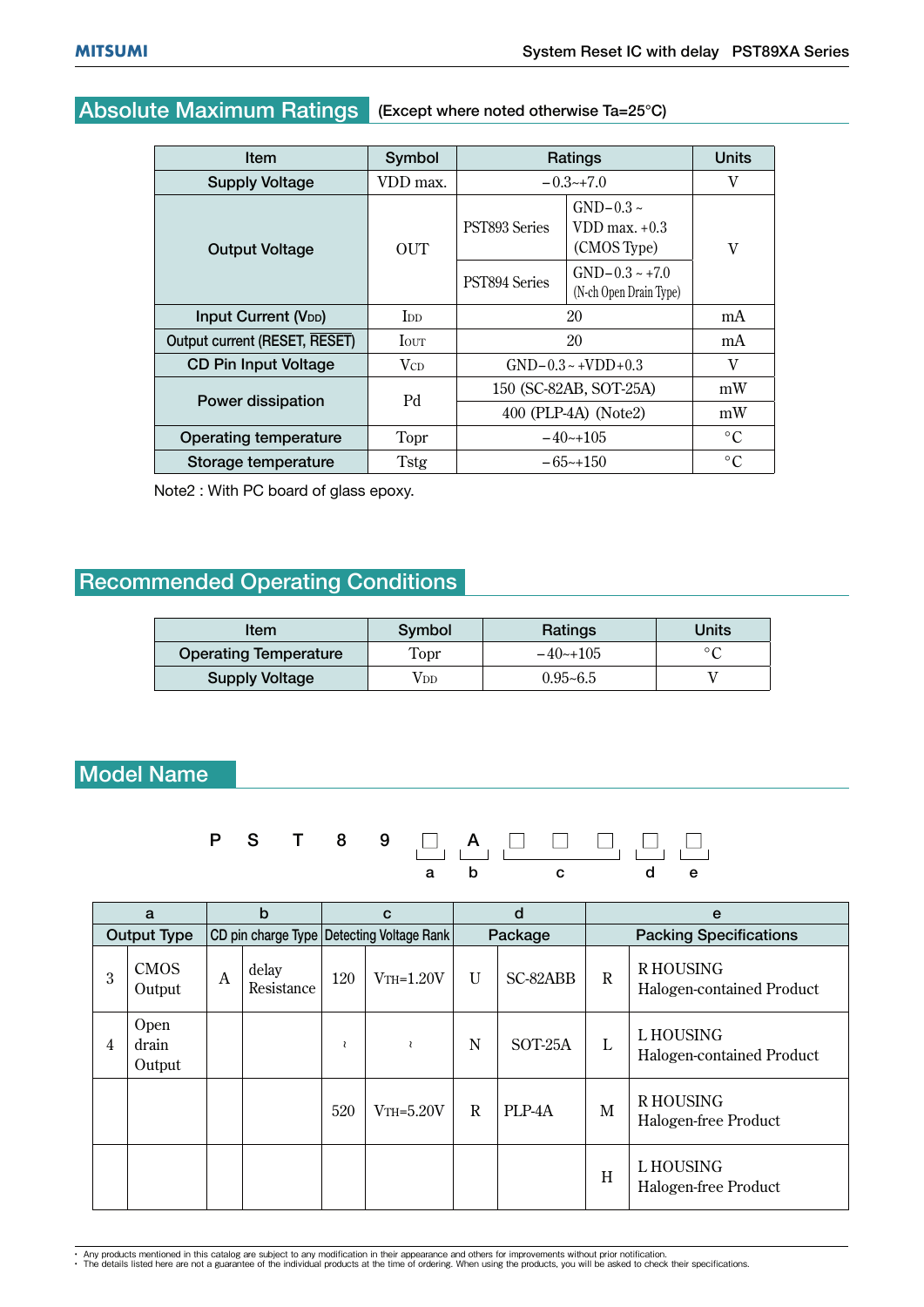## Absolute Maximum Ratings

(Except where noted otherwise Ta=25°C)

| Item | Symbol | Ratings | | Units |
|---|---|---|---|---|
| Supply Voltage | VDD max. | −0.3~+7.0 | | V |
| Output Voltage | OUT | PST893 Series | GND−0.3 ~ VDD max. +0.3 (CMOS Type) | V |
| | | PST894 Series | GND−0.3 ~ +7.0 (N-ch Open Drain Type) | |
| Input Current ($V_{DD}$) | $I_{DD}$ | 20 | | mA |
| Output current (RESET, $\overline{RESET}$) | $I_{OUT}$ | 20 | | mA |
| CD Pin Input Voltage | $V_{CD}$ | GND−0.3 ~ +VDD+0.3 | | V |
| Power dissipation | Pd | 150 (SC-82AB, SOT-25A) | | mW |
| | | 400 (PLP-4A) (Note2) | | mW |
| Operating temperature | Topr | −40~+105 | | °C |
| Storage temperature | Tstg | −65~+150 | | °C |

Note2 : With PC board of glass epoxy.

## Recommended Operating Conditions

| Item | Symbol | Ratings | Units |
|---|---|---|---|
| Operating Temperature | Topr | −40~+105 | °C |
| Supply Voltage | $V_{DD}$ | 0.95~6.5 | V |

## Model Name

P S T 8 9 □ A □ □ □ □ □

(a: first □, b: A, c: next three □, d: next □, e: last □)

| a | | b | | c | | d | | e | |
|---|---|---|---|---|---|---|---|---|---|
| Output Type | | CD pin charge Type | | Detecting Voltage Rank | | Package | | Packing Specifications | |
| 3 | CMOS Output | A | delay Resistance | 120 | $V_{TH}$=1.20V | U | SC-82ABB | R | R HOUSING Halogen-contained Product |
| 4 | Open drain Output | | | ~ | ~ | N | SOT-25A | L | L HOUSING Halogen-contained Product |
| | | | | 520 | $V_{TH}$=5.20V | R | PLP-4A | M | R HOUSING Halogen-free Product |
| | | | | | | | | H | L HOUSING Halogen-free Product |

- Any products mentioned in this catalog are subject to any modification in their appearance and others for improvements without prior notification.
- The details listed here are not a guarantee of the individual products at the time of ordering. When using the products, you will be asked to check their specifications.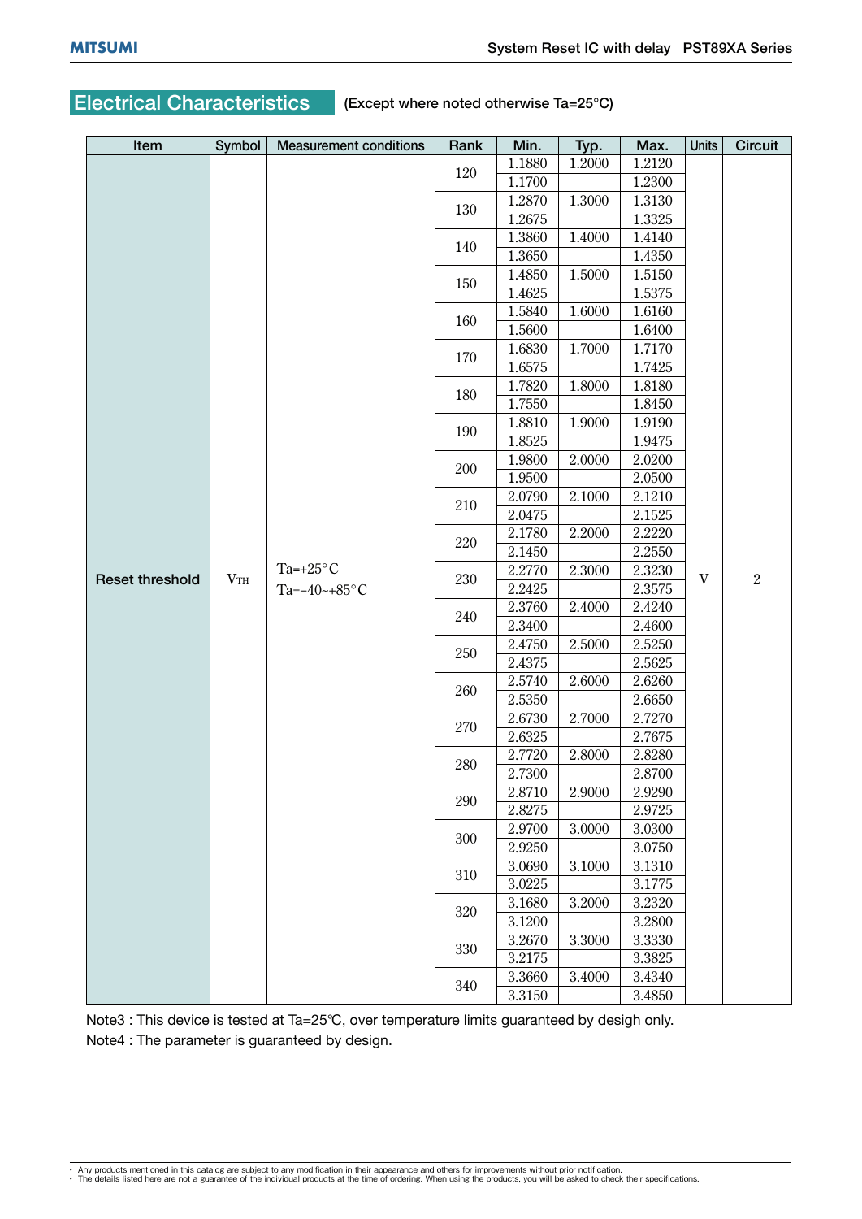## Electrical Characteristics (Except where noted otherwise Ta=25°C)

| Item | Symbol | Measurement conditions | Rank | Min. | Typ. | Max. | Units | Circuit |
|---|---|---|---|---|---|---|---|---|
| Reset threshold | $V_{TH}$ | Ta=+25°C | 120 | 1.1880 | 1.2000 | 1.2120 | V | 2 |
| | | Ta=−40~+85°C | | 1.1700 | | 1.2300 | | |
| | | Ta=+25°C | 130 | 1.2870 | 1.3000 | 1.3130 | | |
| | | Ta=−40~+85°C | | 1.2675 | | 1.3325 | | |
| | | Ta=+25°C | 140 | 1.3860 | 1.4000 | 1.4140 | | |
| | | Ta=−40~+85°C | | 1.3650 | | 1.4350 | | |
| | | Ta=+25°C | 150 | 1.4850 | 1.5000 | 1.5150 | | |
| | | Ta=−40~+85°C | | 1.4625 | | 1.5375 | | |
| | | Ta=+25°C | 160 | 1.5840 | 1.6000 | 1.6160 | | |
| | | Ta=−40~+85°C | | 1.5600 | | 1.6400 | | |
| | | Ta=+25°C | 170 | 1.6830 | 1.7000 | 1.7170 | | |
| | | Ta=−40~+85°C | | 1.6575 | | 1.7425 | | |
| | | Ta=+25°C | 180 | 1.7820 | 1.8000 | 1.8180 | | |
| | | Ta=−40~+85°C | | 1.7550 | | 1.8450 | | |
| | | Ta=+25°C | 190 | 1.8810 | 1.9000 | 1.9190 | | |
| | | Ta=−40~+85°C | | 1.8525 | | 1.9475 | | |
| | | Ta=+25°C | 200 | 1.9800 | 2.0000 | 2.0200 | | |
| | | Ta=−40~+85°C | | 1.9500 | | 2.0500 | | |
| | | Ta=+25°C | 210 | 2.0790 | 2.1000 | 2.1210 | | |
| | | Ta=−40~+85°C | | 2.0475 | | 2.1525 | | |
| | | Ta=+25°C | 220 | 2.1780 | 2.2000 | 2.2220 | | |
| | | Ta=−40~+85°C | | 2.1450 | | 2.2550 | | |
| | | Ta=+25°C | 230 | 2.2770 | 2.3000 | 2.3230 | | |
| | | Ta=−40~+85°C | | 2.2425 | | 2.3575 | | |
| | | Ta=+25°C | 240 | 2.3760 | 2.4000 | 2.4240 | | |
| | | Ta=−40~+85°C | | 2.3400 | | 2.4600 | | |
| | | Ta=+25°C | 250 | 2.4750 | 2.5000 | 2.5250 | | |
| | | Ta=−40~+85°C | | 2.4375 | | 2.5625 | | |
| | | Ta=+25°C | 260 | 2.5740 | 2.6000 | 2.6260 | | |
| | | Ta=−40~+85°C | | 2.5350 | | 2.6650 | | |
| | | Ta=+25°C | 270 | 2.6730 | 2.7000 | 2.7270 | | |
| | | Ta=−40~+85°C | | 2.6325 | | 2.7675 | | |
| | | Ta=+25°C | 280 | 2.7720 | 2.8000 | 2.8280 | | |
| | | Ta=−40~+85°C | | 2.7300 | | 2.8700 | | |
| | | Ta=+25°C | 290 | 2.8710 | 2.9000 | 2.9290 | | |
| | | Ta=−40~+85°C | | 2.8275 | | 2.9725 | | |
| | | Ta=+25°C | 300 | 2.9700 | 3.0000 | 3.0300 | | |
| | | Ta=−40~+85°C | | 2.9250 | | 3.0750 | | |
| | | Ta=+25°C | 310 | 3.0690 | 3.1000 | 3.1310 | | |
| | | Ta=−40~+85°C | | 3.0225 | | 3.1775 | | |
| | | Ta=+25°C | 320 | 3.1680 | 3.2000 | 3.2320 | | |
| | | Ta=−40~+85°C | | 3.1200 | | 3.2800 | | |
| | | Ta=+25°C | 330 | 3.2670 | 3.3000 | 3.3330 | | |
| | | Ta=−40~+85°C | | 3.2175 | | 3.3825 | | |
| | | Ta=+25°C | 340 | 3.3660 | 3.4000 | 3.4340 | | |
| | | Ta=−40~+85°C | | 3.3150 | | 3.4850 | | |

Note3 : This device is tested at Ta=25℃, over temperature limits guaranteed by desigh only.
Note4 : The parameter is guaranteed by design.

- Any products mentioned in this catalog are subject to any modification in their appearance and others for improvements without prior notification.
- The details listed here are not a guarantee of the individual products at the time of ordering. When using the products, you will be asked to check their specifications.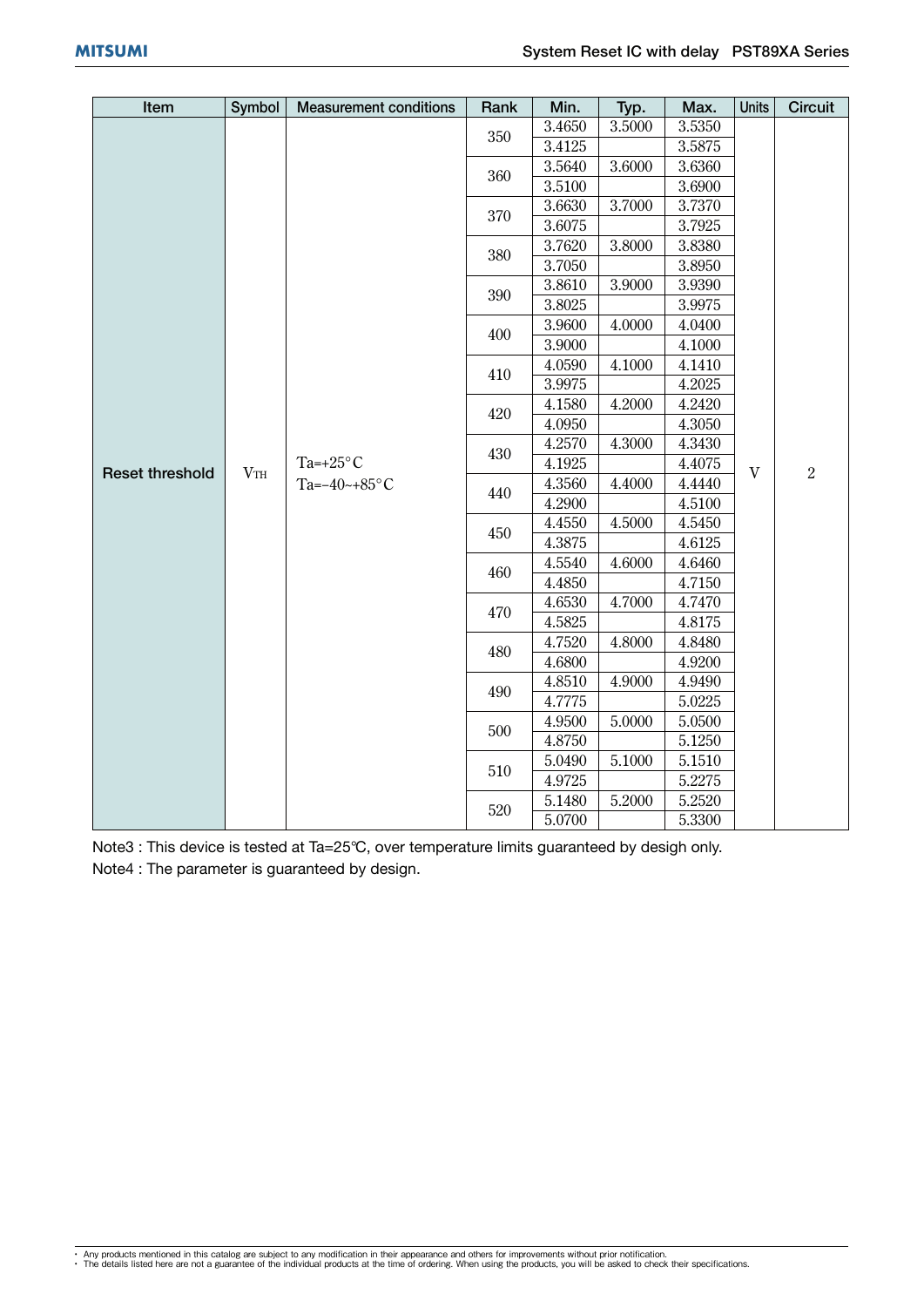| Item | Symbol | Measurement conditions | Rank | Min. | Typ. | Max. | Units | Circuit |
|---|---|---|---|---|---|---|---|---|
| Reset threshold | $V_{TH}$ | Ta=+25°C | 350 | 3.4650 | 3.5000 | 3.5350 | V | 2 |
| | | Ta=−40~+85°C | | 3.4125 | | 3.5875 | | |
| | | Ta=+25°C | 360 | 3.5640 | 3.6000 | 3.6360 | | |
| | | Ta=−40~+85°C | | 3.5100 | | 3.6900 | | |
| | | Ta=+25°C | 370 | 3.6630 | 3.7000 | 3.7370 | | |
| | | Ta=−40~+85°C | | 3.6075 | | 3.7925 | | |
| | | Ta=+25°C | 380 | 3.7620 | 3.8000 | 3.8380 | | |
| | | Ta=−40~+85°C | | 3.7050 | | 3.8950 | | |
| | | Ta=+25°C | 390 | 3.8610 | 3.9000 | 3.9390 | | |
| | | Ta=−40~+85°C | | 3.8025 | | 3.9975 | | |
| | | Ta=+25°C | 400 | 3.9600 | 4.0000 | 4.0400 | | |
| | | Ta=−40~+85°C | | 3.9000 | | 4.1000 | | |
| | | Ta=+25°C | 410 | 4.0590 | 4.1000 | 4.1410 | | |
| | | Ta=−40~+85°C | | 3.9975 | | 4.2025 | | |
| | | Ta=+25°C | 420 | 4.1580 | 4.2000 | 4.2420 | | |
| | | Ta=−40~+85°C | | 4.0950 | | 4.3050 | | |
| | | Ta=+25°C | 430 | 4.2570 | 4.3000 | 4.3430 | | |
| | | Ta=−40~+85°C | | 4.1925 | | 4.4075 | | |
| | | Ta=+25°C | 440 | 4.3560 | 4.4000 | 4.4440 | | |
| | | Ta=−40~+85°C | | 4.2900 | | 4.5100 | | |
| | | Ta=+25°C | 450 | 4.4550 | 4.5000 | 4.5450 | | |
| | | Ta=−40~+85°C | | 4.3875 | | 4.6125 | | |
| | | Ta=+25°C | 460 | 4.5540 | 4.6000 | 4.6460 | | |
| | | Ta=−40~+85°C | | 4.4850 | | 4.7150 | | |
| | | Ta=+25°C | 470 | 4.6530 | 4.7000 | 4.7470 | | |
| | | Ta=−40~+85°C | | 4.5825 | | 4.8175 | | |
| | | Ta=+25°C | 480 | 4.7520 | 4.8000 | 4.8480 | | |
| | | Ta=−40~+85°C | | 4.6800 | | 4.9200 | | |
| | | Ta=+25°C | 490 | 4.8510 | 4.9000 | 4.9490 | | |
| | | Ta=−40~+85°C | | 4.7775 | | 5.0225 | | |
| | | Ta=+25°C | 500 | 4.9500 | 5.0000 | 5.0500 | | |
| | | Ta=−40~+85°C | | 4.8750 | | 5.1250 | | |
| | | Ta=+25°C | 510 | 5.0490 | 5.1000 | 5.1510 | | |
| | | Ta=−40~+85°C | | 4.9725 | | 5.2275 | | |
| | | Ta=+25°C | 520 | 5.1480 | 5.2000 | 5.2520 | | |
| | | Ta=−40~+85°C | | 5.0700 | | 5.3300 | | |

Note3 : This device is tested at Ta=25℃, over temperature limits guaranteed by desigh only.

Note4 : The parameter is guaranteed by design.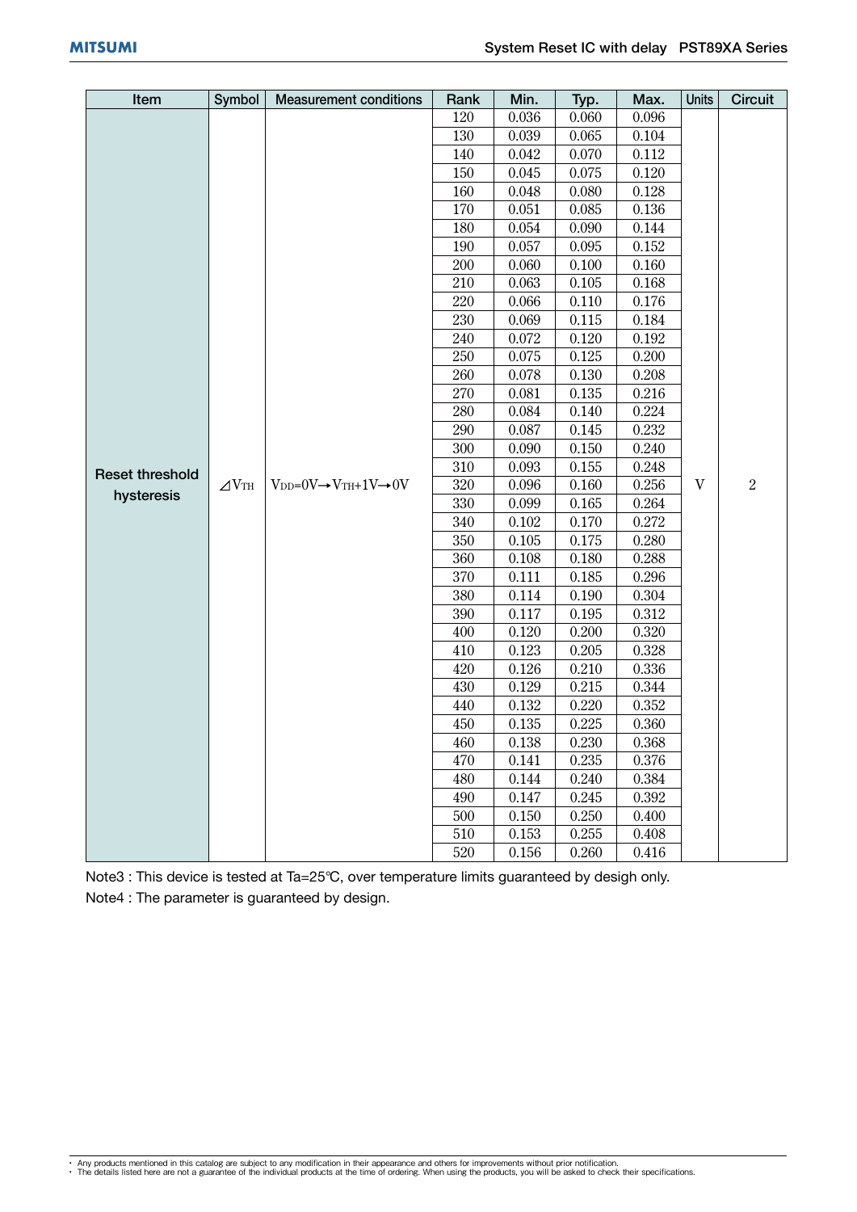| Item | Symbol | Measurement conditions | Rank | Min. | Typ. | Max. | Units | Circuit |
|---|---|---|---|---|---|---|---|---|
| Reset threshold hysteresis | $\Delta V_{TH}$ | $V_{DD}$=0V→$V_{TH}$+1V→0V | 120 | 0.036 | 0.060 | 0.096 | V | 2 |
| | | | 130 | 0.039 | 0.065 | 0.104 | | |
| | | | 140 | 0.042 | 0.070 | 0.112 | | |
| | | | 150 | 0.045 | 0.075 | 0.120 | | |
| | | | 160 | 0.048 | 0.080 | 0.128 | | |
| | | | 170 | 0.051 | 0.085 | 0.136 | | |
| | | | 180 | 0.054 | 0.090 | 0.144 | | |
| | | | 190 | 0.057 | 0.095 | 0.152 | | |
| | | | 200 | 0.060 | 0.100 | 0.160 | | |
| | | | 210 | 0.063 | 0.105 | 0.168 | | |
| | | | 220 | 0.066 | 0.110 | 0.176 | | |
| | | | 230 | 0.069 | 0.115 | 0.184 | | |
| | | | 240 | 0.072 | 0.120 | 0.192 | | |
| | | | 250 | 0.075 | 0.125 | 0.200 | | |
| | | | 260 | 0.078 | 0.130 | 0.208 | | |
| | | | 270 | 0.081 | 0.135 | 0.216 | | |
| | | | 280 | 0.084 | 0.140 | 0.224 | | |
| | | | 290 | 0.087 | 0.145 | 0.232 | | |
| | | | 300 | 0.090 | 0.150 | 0.240 | | |
| | | | 310 | 0.093 | 0.155 | 0.248 | | |
| | | | 320 | 0.096 | 0.160 | 0.256 | | |
| | | | 330 | 0.099 | 0.165 | 0.264 | | |
| | | | 340 | 0.102 | 0.170 | 0.272 | | |
| | | | 350 | 0.105 | 0.175 | 0.280 | | |
| | | | 360 | 0.108 | 0.180 | 0.288 | | |
| | | | 370 | 0.111 | 0.185 | 0.296 | | |
| | | | 380 | 0.114 | 0.190 | 0.304 | | |
| | | | 390 | 0.117 | 0.195 | 0.312 | | |
| | | | 400 | 0.120 | 0.200 | 0.320 | | |
| | | | 410 | 0.123 | 0.205 | 0.328 | | |
| | | | 420 | 0.126 | 0.210 | 0.336 | | |
| | | | 430 | 0.129 | 0.215 | 0.344 | | |
| | | | 440 | 0.132 | 0.220 | 0.352 | | |
| | | | 450 | 0.135 | 0.225 | 0.360 | | |
| | | | 460 | 0.138 | 0.230 | 0.368 | | |
| | | | 470 | 0.141 | 0.235 | 0.376 | | |
| | | | 480 | 0.144 | 0.240 | 0.384 | | |
| | | | 490 | 0.147 | 0.245 | 0.392 | | |
| | | | 500 | 0.150 | 0.250 | 0.400 | | |
| | | | 510 | 0.153 | 0.255 | 0.408 | | |
| | | | 520 | 0.156 | 0.260 | 0.416 | | |

Note3 : This device is tested at Ta=25℃, over temperature limits guaranteed by desigh only.

Note4 : The parameter is guaranteed by design.

- Any products mentioned in this catalog are subject to any modification in their appearance and others for improvements without prior notification.
- The details listed here are not a guarantee of the individual products at the time of ordering. When using the products, you will be asked to check their specifications.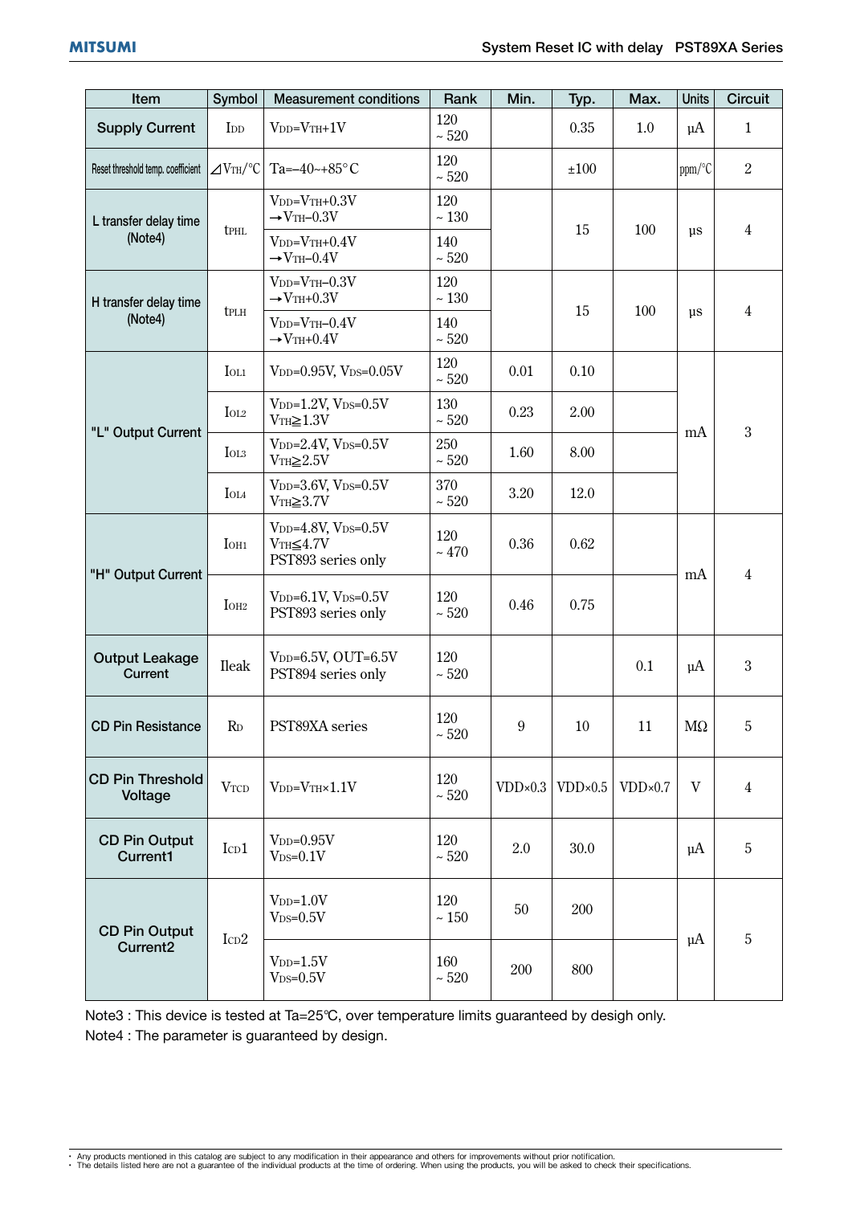| Item | Symbol | Measurement conditions | Rank | Min. | Typ. | Max. | Units | Circuit |
|---|---|---|---|---|---|---|---|---|
| Supply Current | $I_{DD}$ | $V_{DD}=V_{TH}+1V$ | 120 ~ 520 | | 0.35 | 1.0 | μA | 1 |
| Reset threshold temp. coefficient | $\Delta V_{TH}/°C$ | Ta=−40~+85°C | 120 ~ 520 | | ±100 | | ppm/°C | 2 |
| L transfer delay time (Note4) | $t_{PHL}$ | $V_{DD}=V_{TH}+0.3V \rightarrow V_{TH}-0.3V$ | 120 ~ 130 | | 15 | 100 | μs | 4 |
| | | $V_{DD}=V_{TH}+0.4V \rightarrow V_{TH}-0.4V$ | 140 ~ 520 | | | | | |
| H transfer delay time (Note4) | $t_{PLH}$ | $V_{DD}=V_{TH}-0.3V \rightarrow V_{TH}+0.3V$ | 120 ~ 130 | | 15 | 100 | μs | 4 |
| | | $V_{DD}=V_{TH}-0.4V \rightarrow V_{TH}+0.4V$ | 140 ~ 520 | | | | | |
| "L" Output Current | $I_{OL1}$ | $V_{DD}=0.95V$, $V_{DS}=0.05V$ | 120 ~ 520 | 0.01 | 0.10 | | mA | 3 |
| | $I_{OL2}$ | $V_{DD}=1.2V$, $V_{DS}=0.5V$ $V_{TH}\geqq 1.3V$ | 130 ~ 520 | 0.23 | 2.00 | | | |
| | $I_{OL3}$ | $V_{DD}=2.4V$, $V_{DS}=0.5V$ $V_{TH}\geqq 2.5V$ | 250 ~ 520 | 1.60 | 8.00 | | | |
| | $I_{OL4}$ | $V_{DD}=3.6V$, $V_{DS}=0.5V$ $V_{TH}\geqq 3.7V$ | 370 ~ 520 | 3.20 | 12.0 | | | |
| "H" Output Current | $I_{OH1}$ | $V_{DD}=4.8V$, $V_{DS}=0.5V$ $V_{TH}\leqq 4.7V$ PST893 series only | 120 ~ 470 | 0.36 | 0.62 | | mA | 4 |
| | $I_{OH2}$ | $V_{DD}=6.1V$, $V_{DS}=0.5V$ PST893 series only | 120 ~ 520 | 0.46 | 0.75 | | | |
| Output Leakage Current | Ileak | $V_{DD}=6.5V$, OUT=6.5V PST894 series only | 120 ~ 520 | | | 0.1 | μA | 3 |
| CD Pin Resistance | $R_D$ | PST89XA series | 120 ~ 520 | 9 | 10 | 11 | MΩ | 5 |
| CD Pin Threshold Voltage | $V_{TCD}$ | $V_{DD}=V_{TH}\times 1.1V$ | 120 ~ 520 | VDD×0.3 | VDD×0.5 | VDD×0.7 | V | 4 |
| CD Pin Output Current1 | $I_{CD}1$ | $V_{DD}=0.95V$ $V_{DS}=0.1V$ | 120 ~ 520 | 2.0 | 30.0 | | μA | 5 |
| CD Pin Output Current2 | $I_{CD}2$ | $V_{DD}=1.0V$ $V_{DS}=0.5V$ | 120 ~ 150 | 50 | 200 | | μA | 5 |
| | | $V_{DD}=1.5V$ $V_{DS}=0.5V$ | 160 ~ 520 | 200 | 800 | | | |

Note3 : This device is tested at Ta=25℃, over temperature limits guaranteed by desigh only.
Note4 : The parameter is guaranteed by design.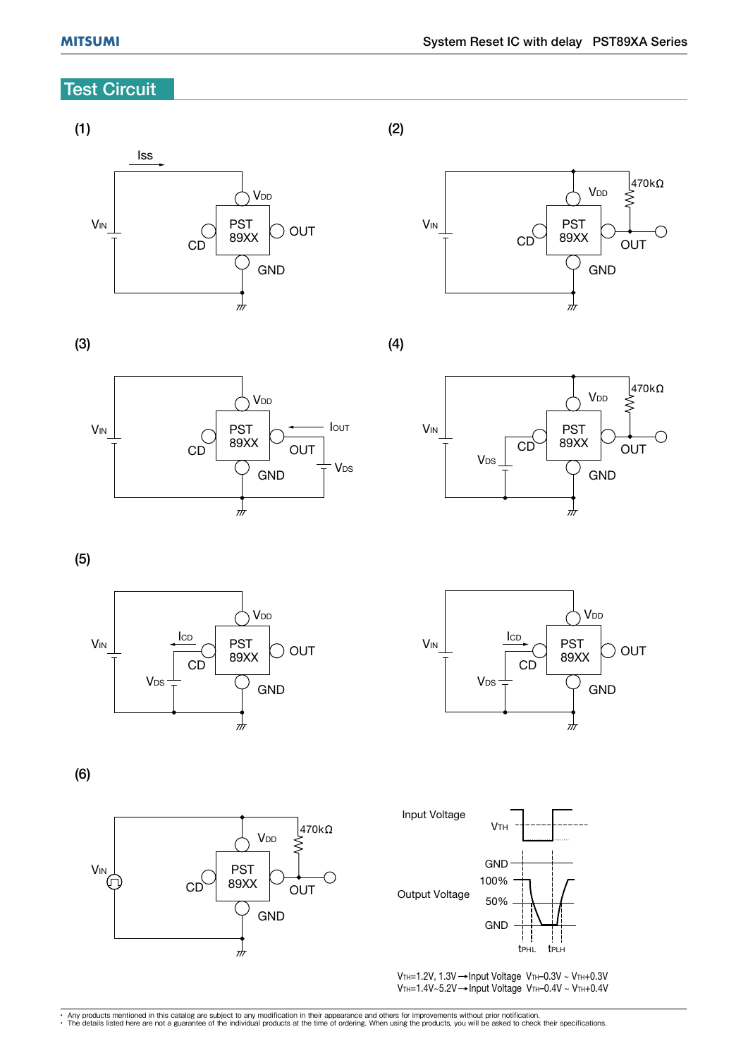## Test Circuit

(1)

Iss

$V_{IN}$ — $V_{DD}$, CD, PST 89XX, OUT, GND

(2)

$V_{IN}$ — $V_{DD}$, 470kΩ, CD, PST 89XX, OUT, GND

(3)

$V_{IN}$ — $V_{DD}$, $I_{OUT}$, CD, PST 89XX, OUT, $V_{DS}$, GND

(4)

$V_{IN}$ — $V_{DD}$, 470kΩ, CD, PST 89XX, $V_{DS}$, OUT, GND

(5)

$V_{IN}$ — $V_{DD}$, $I_{CD}$, CD, PST 89XX, OUT, $V_{DS}$, GND

$V_{IN}$ — $V_{DD}$, $I_{CD}$, CD, PST 89XX, OUT, $V_{DS}$, GND

(6)

$V_{IN}$ — $V_{DD}$, 470kΩ, CD, PST 89XX, OUT, GND

Input Voltage: $V_{TH}$, GND

Output Voltage: 100%, 50%, GND, $t_{PHL}$, $t_{PLH}$

$V_{TH}$=1.2V, 1.3V → Input Voltage $V_{TH}$–0.3V ~ $V_{TH}$+0.3V
$V_{TH}$=1.4V~5.2V → Input Voltage $V_{TH}$–0.4V ~ $V_{TH}$+0.4V

- Any products mentioned in this catalog are subject to any modification in their appearance and others for improvements without prior notification.
- The details listed here are not a guarantee of the individual products at the time of ordering. When using the products, you will be asked to check their specifications.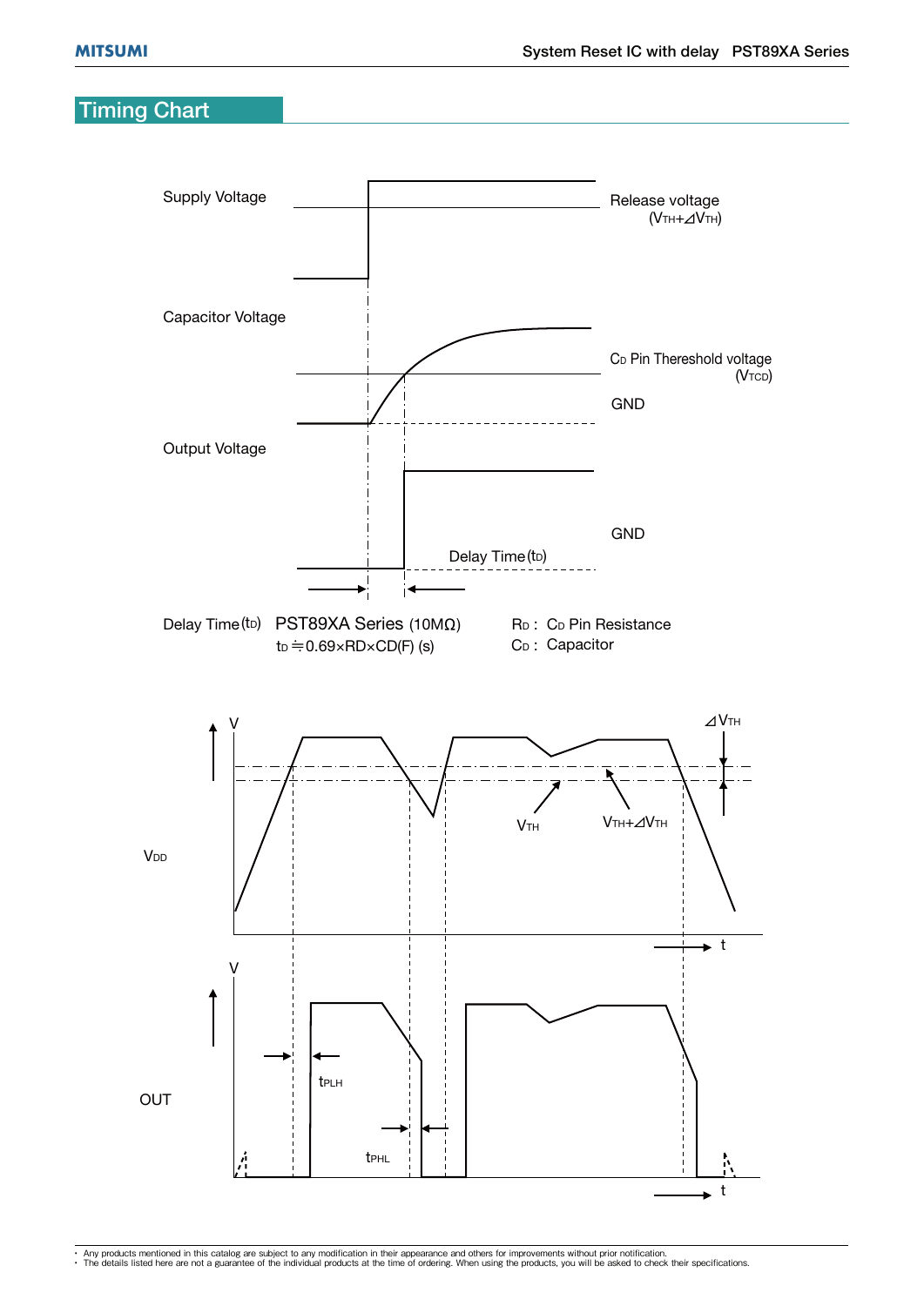## Timing Chart

Supply Voltage

Release voltage ($V_{TH}$+⊿$V_{TH}$)

Capacitor Voltage

$C_D$ Pin Thereshold voltage ($V_{TCD}$)

GND

Output Voltage

GND

Delay Time ($t_D$)

Delay Time ($t_D$) PST89XA Series (10MΩ)

$t_D$ ≒ 0.69×RD×CD(F) (s)

$R_D$ : $C_D$ Pin Resistance

$C_D$ : Capacitor

V

⊿$V_{TH}$

$V_{DD}$

$V_{TH}$

$V_{TH}$+⊿$V_{TH}$

t

V

OUT

$t_{PLH}$

$t_{PHL}$

t

- Any products mentioned in this catalog are subject to any modification in their appearance and others for improvements without prior notification.
- The details listed here are not a guarantee of the individual products at the time of ordering. When using the products, you will be asked to check their specifications.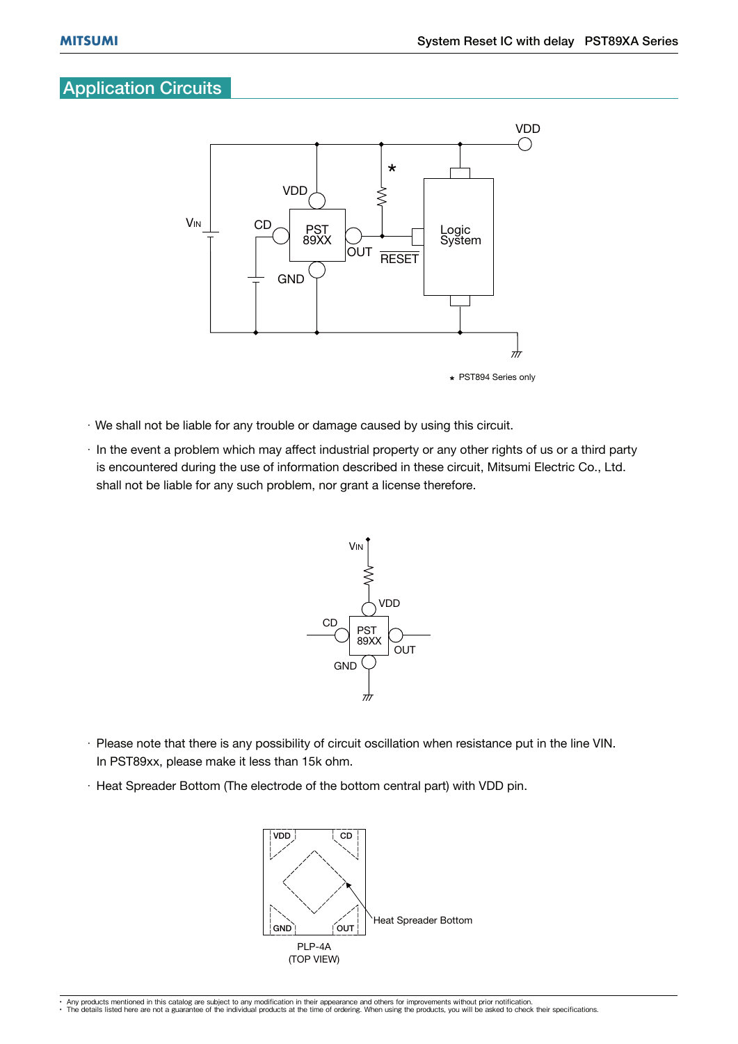## Application Circuits

★ PST894 Series only

· We shall not be liable for any trouble or damage caused by using this circuit.

· In the event a problem which may affect industrial property or any other rights of us or a third party is encountered during the use of information described in these circuit, Mitsumi Electric Co., Ltd. shall not be liable for any such problem, nor grant a license therefore.

· Please note that there is any possibility of circuit oscillation when resistance put in the line VIN. In PST89xx, please make it less than 15k ohm.

· Heat Spreader Bottom (The electrode of the bottom central part) with VDD pin.

PLP-4A
(TOP VIEW)

- Any products mentioned in this catalog are subject to any modification in their appearance and others for improvements without prior notification.
- The details listed here are not a guarantee of the individual products at the time of ordering. When using the products, you will be asked to check their specifications.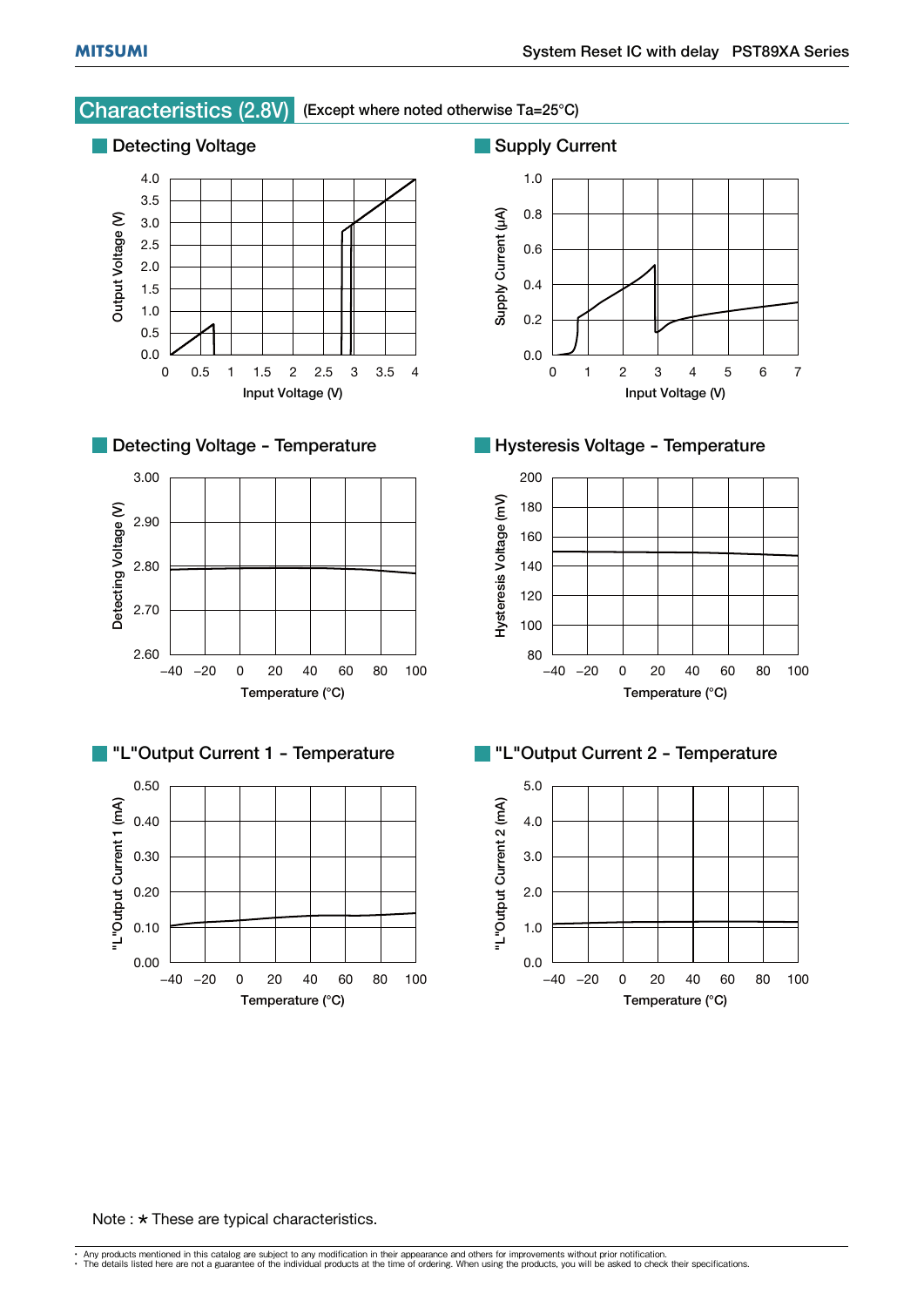## Characteristics (2.8V) (Except where noted otherwise Ta=25°C)

### Detecting Voltage

Output Voltage (V)

Input Voltage (V)

### Supply Current

Supply Current (µA)

Input Voltage (V)

### Detecting Voltage - Temperature

Detecting Voltage (V)

Temperature (°C)

### Hysteresis Voltage - Temperature

Hysteresis Voltage (mV)

Temperature (°C)

### "L"Output Current 1 - Temperature

"L"Output Current 1 (mA)

Temperature (°C)

### "L"Output Current 2 - Temperature

"L"Output Current 2 (mA)

Temperature (°C)

Note : ∗ These are typical characteristics.

- Any products mentioned in this catalog are subject to any modification in their appearance and others for improvements without prior notification.
- The details listed here are not a guarantee of the individual products at the time of ordering. When using the products, you will be asked to check their specifications.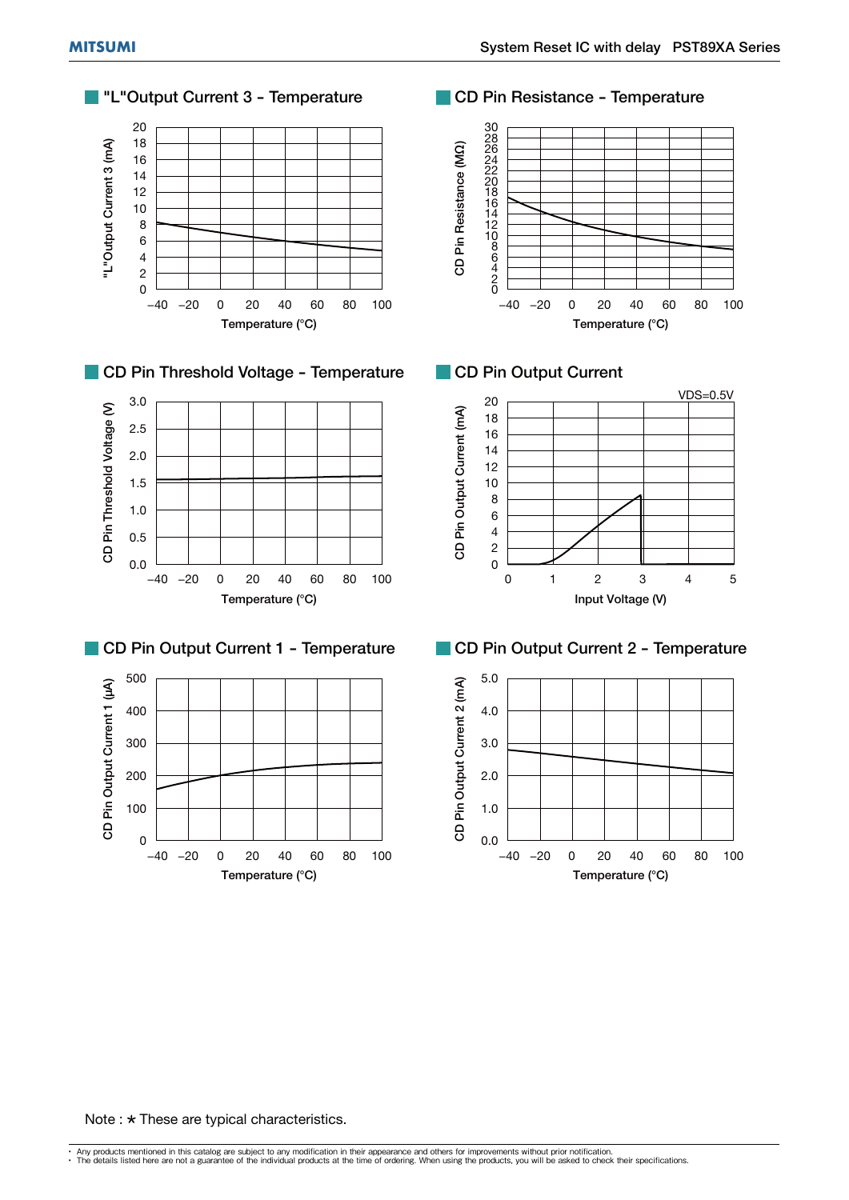## "L"Output Current 3 - Temperature

"L"Output Current 3 (mA)

Temperature (°C)

## CD Pin Resistance - Temperature

CD Pin Resistance (MΩ)

Temperature (°C)

## CD Pin Threshold Voltage - Temperature

CD Pin Threshold Voltage (V)

Temperature (°C)

## CD Pin Output Current

VDS=0.5V

CD Pin Output Current (mA)

Input Voltage (V)

## CD Pin Output Current 1 - Temperature

CD Pin Output Current 1 (μA)

Temperature (°C)

## CD Pin Output Current 2 - Temperature

CD Pin Output Current 2 (mA)

Temperature (°C)

Note : ✻ These are typical characteristics.

- Any products mentioned in this catalog are subject to any modification in their appearance and others for improvements without prior notification.
- The details listed here are not a guarantee of the individual products at the time of ordering. When using the products, you will be asked to check their specifications.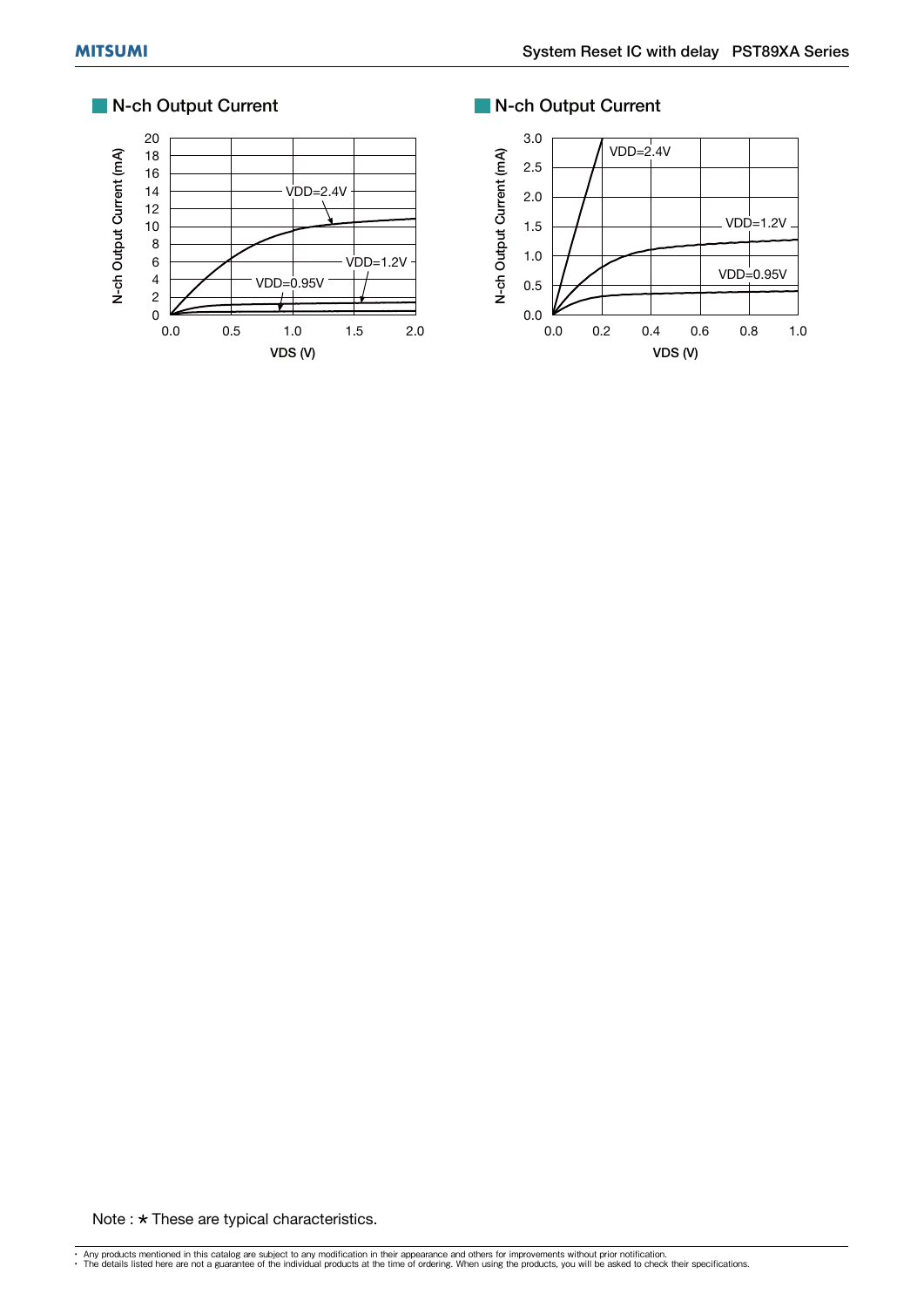## N-ch Output Current

N-ch Output Current (mA)

20
18
16
14
12
10
8
6
4
2
0

0.0
0.5
1.0
1.5
2.0

VDS (V)

VDD=2.4V

VDD=1.2V

VDD=0.95V

## N-ch Output Current

N-ch Output Current (mA)

3.0
2.5
2.0
1.5
1.0
0.5
0.0

0.0
0.2
0.4
0.6
0.8
1.0

VDS (V)

VDD=2.4V

VDD=1.2V

VDD=0.95V

Note : * These are typical characteristics.

- Any products mentioned in this catalog are subject to any modification in their appearance and others for improvements without prior notification.
- The details listed here are not a guarantee of the individual products at the time of ordering. When using the products, you will be asked to check their specifications.